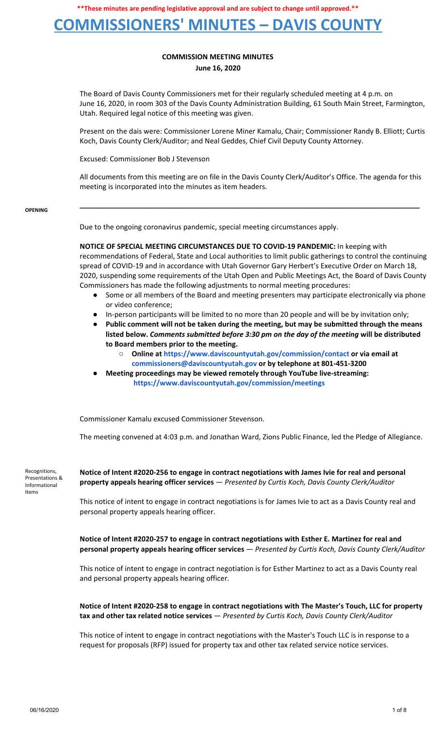**\*\*These minutes are pending legislative approval and are subject to change until approved.\*\***

# COMMISSIONERS' MINUTES – DAVIS COUNTY

## COMMISSION MEETING MINUTES
**June 16, 2020**

The Board of Davis County Commissioners met for their regularly scheduled meeting at 4 p.m. on June 16, 2020, in room 303 of the Davis County Administration Building, 61 South Main Street, Farmington, Utah. Required legal notice of this meeting was given.

Present on the dais were: Commissioner Lorene Miner Kamalu, Chair; Commissioner Randy B. Elliott; Curtis Koch, Davis County Clerk/Auditor; and Neal Geddes, Chief Civil Deputy County Attorney.

Excused: Commissioner Bob J Stevenson

All documents from this meeting are on file in the Davis County Clerk/Auditor's Office. The agenda for this meeting is incorporated into the minutes as item headers.

---

**OPENING**

Due to the ongoing coronavirus pandemic, special meeting circumstances apply.

**NOTICE OF SPECIAL MEETING CIRCUMSTANCES DUE TO COVID-19 PANDEMIC:** In keeping with recommendations of Federal, State and Local authorities to limit public gatherings to control the continuing spread of COVID-19 and in accordance with Utah Governor Gary Herbert's Executive Order on March 18, 2020, suspending some requirements of the Utah Open and Public Meetings Act, the Board of Davis County Commissioners has made the following adjustments to normal meeting procedures:

- Some or all members of the Board and meeting presenters may participate electronically via phone or video conference;
- In-person participants will be limited to no more than 20 people and will be by invitation only;
- **Public comment will not be taken during the meeting, but may be submitted through the means listed below. *Comments submitted before 3:30 pm on the day of the meeting* will be distributed to Board members prior to the meeting.**
  - **Online at https://www.daviscountyutah.gov/commission/contact or via email at commissioners@daviscountyutah.gov or by telephone at 801-451-3200**
- **Meeting proceedings may be viewed remotely through YouTube live-streaming: https://www.daviscountyutah.gov/commission/meetings**

Commissioner Kamalu excused Commissioner Stevenson.

The meeting convened at 4:03 p.m. and Jonathan Ward, Zions Public Finance, led the Pledge of Allegiance.

**Recognitions, Presentations & Informational Items**

**Notice of Intent #2020-256 to engage in contract negotiations with James Ivie for real and personal property appeals hearing officer services** — *Presented by Curtis Koch, Davis County Clerk/Auditor*

This notice of intent to engage in contract negotiations is for James Ivie to act as a Davis County real and personal property appeals hearing officer.

**Notice of Intent #2020-257 to engage in contract negotiations with Esther E. Martinez for real and personal property appeals hearing officer services** — *Presented by Curtis Koch, Davis County Clerk/Auditor*

This notice of intent to engage in contract negotiation is for Esther Martinez to act as a Davis County real and personal property appeals hearing officer.

**Notice of Intent #2020-258 to engage in contract negotiations with The Master's Touch, LLC for property tax and other tax related notice services** — *Presented by Curtis Koch, Davis County Clerk/Auditor*

This notice of intent to engage in contract negotiations with the Master's Touch LLC is in response to a request for proposals (RFP) issued for property tax and other tax related service notice services.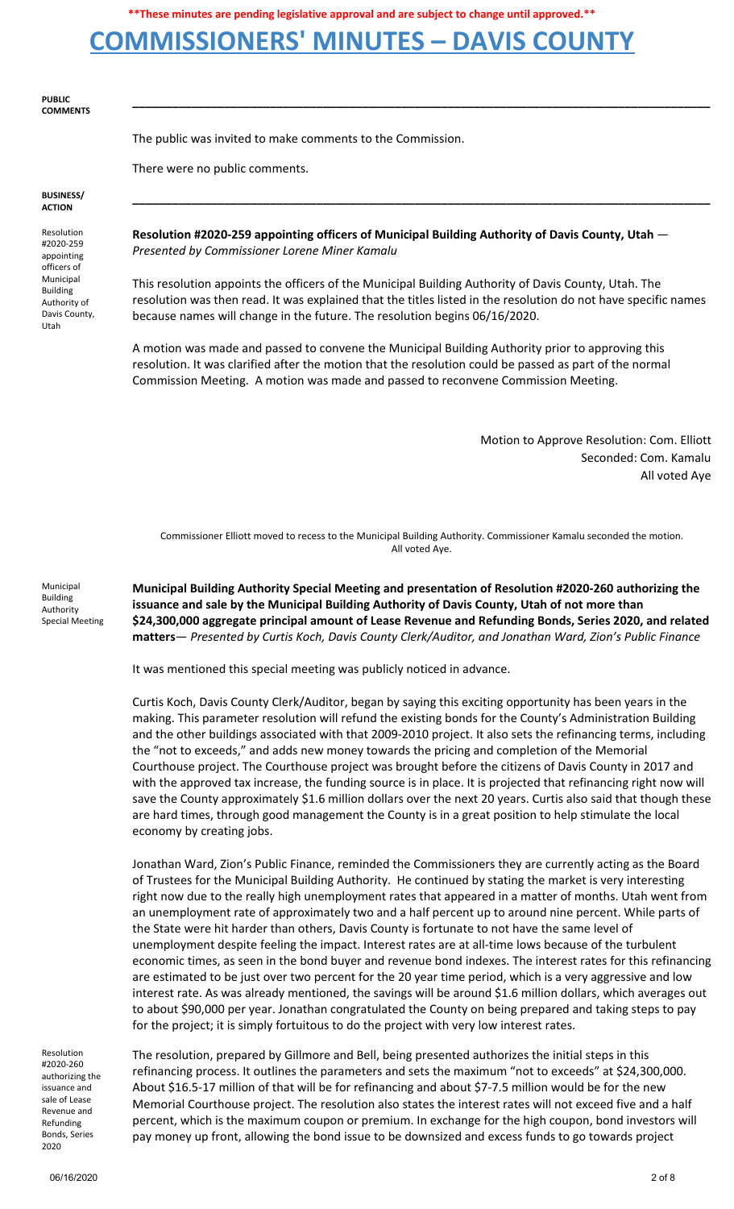**PUBLIC COMMENTS**

The public was invited to make comments to the Commission.

There were no public comments.

**BUSINESS/ ACTION**

Resolution #2020-259 appointing officers of Municipal Building Authority of Davis County, Utah

**Resolution #2020-259 appointing officers of Municipal Building Authority of Davis County, Utah** — *Presented by Commissioner Lorene Miner Kamalu*

This resolution appoints the officers of the Municipal Building Authority of Davis County, Utah. The resolution was then read. It was explained that the titles listed in the resolution do not have specific names because names will change in the future. The resolution begins 06/16/2020.

A motion was made and passed to convene the Municipal Building Authority prior to approving this resolution. It was clarified after the motion that the resolution could be passed as part of the normal Commission Meeting. A motion was made and passed to reconvene Commission Meeting.

Motion to Approve Resolution: Com. Elliott
Seconded: Com. Kamalu
All voted Aye

Commissioner Elliott moved to recess to the Municipal Building Authority. Commissioner Kamalu seconded the motion. All voted Aye.

Municipal Building Authority Special Meeting

**Municipal Building Authority Special Meeting and presentation of Resolution #2020-260 authorizing the issuance and sale by the Municipal Building Authority of Davis County, Utah of not more than $24,300,000 aggregate principal amount of Lease Revenue and Refunding Bonds, Series 2020, and related matters**— *Presented by Curtis Koch, Davis County Clerk/Auditor, and Jonathan Ward, Zion's Public Finance*

It was mentioned this special meeting was publicly noticed in advance.

Curtis Koch, Davis County Clerk/Auditor, began by saying this exciting opportunity has been years in the making. This parameter resolution will refund the existing bonds for the County's Administration Building and the other buildings associated with that 2009-2010 project. It also sets the refinancing terms, including the "not to exceeds," and adds new money towards the pricing and completion of the Memorial Courthouse project. The Courthouse project was brought before the citizens of Davis County in 2017 and with the approved tax increase, the funding source is in place. It is projected that refinancing right now will save the County approximately $1.6 million dollars over the next 20 years. Curtis also said that though these are hard times, through good management the County is in a great position to help stimulate the local economy by creating jobs.

Jonathan Ward, Zion's Public Finance, reminded the Commissioners they are currently acting as the Board of Trustees for the Municipal Building Authority. He continued by stating the market is very interesting right now due to the really high unemployment rates that appeared in a matter of months. Utah went from an unemployment rate of approximately two and a half percent up to around nine percent. While parts of the State were hit harder than others, Davis County is fortunate to not have the same level of unemployment despite feeling the impact. Interest rates are at all-time lows because of the turbulent economic times, as seen in the bond buyer and revenue bond indexes. The interest rates for this refinancing are estimated to be just over two percent for the 20 year time period, which is a very aggressive and low interest rate. As was already mentioned, the savings will be around $1.6 million dollars, which averages out to about $90,000 per year. Jonathan congratulated the County on being prepared and taking steps to pay for the project; it is simply fortuitous to do the project with very low interest rates.

Resolution #2020-260 authorizing the issuance and sale of Lease Revenue and Refunding Bonds, Series 2020

The resolution, prepared by Gillmore and Bell, being presented authorizes the initial steps in this refinancing process. It outlines the parameters and sets the maximum "not to exceeds" at $24,300,000. About $16.5-17 million of that will be for refinancing and about $7-7.5 million would be for the new Memorial Courthouse project. The resolution also states the interest rates will not exceed five and a half percent, which is the maximum coupon or premium. In exchange for the high coupon, bond investors will pay money up front, allowing the bond issue to be downsized and excess funds to go towards project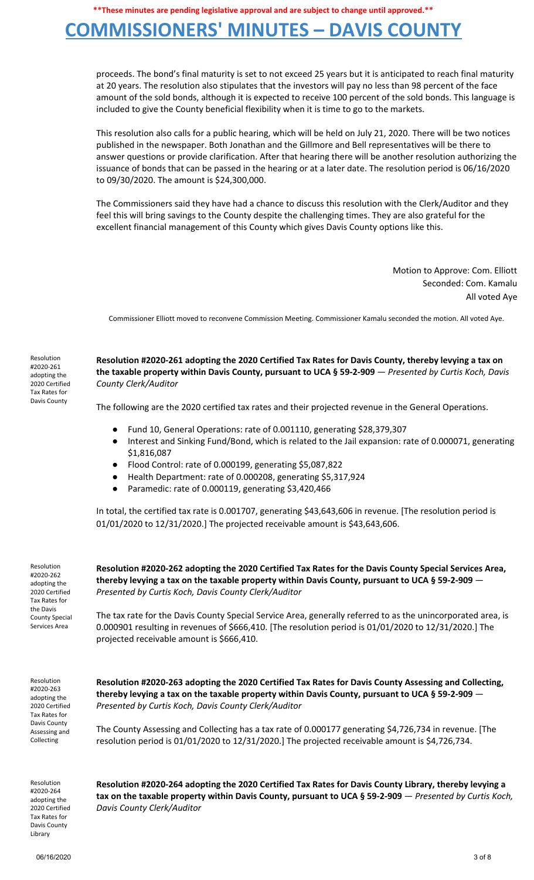proceeds. The bond's final maturity is set to not exceed 25 years but it is anticipated to reach final maturity at 20 years. The resolution also stipulates that the investors will pay no less than 98 percent of the face amount of the sold bonds, although it is expected to receive 100 percent of the sold bonds. This language is included to give the County beneficial flexibility when it is time to go to the markets.

This resolution also calls for a public hearing, which will be held on July 21, 2020. There will be two notices published in the newspaper. Both Jonathan and the Gillmore and Bell representatives will be there to answer questions or provide clarification. After that hearing there will be another resolution authorizing the issuance of bonds that can be passed in the hearing or at a later date. The resolution period is 06/16/2020 to 09/30/2020. The amount is $24,300,000.

The Commissioners said they have had a chance to discuss this resolution with the Clerk/Auditor and they feel this will bring savings to the County despite the challenging times. They are also grateful for the excellent financial management of this County which gives Davis County options like this.

Motion to Approve: Com. Elliott
Seconded: Com. Kamalu
All voted Aye

Commissioner Elliott moved to reconvene Commission Meeting. Commissioner Kamalu seconded the motion. All voted Aye.

Resolution #2020-261 adopting the 2020 Certified Tax Rates for Davis County

**Resolution #2020-261 adopting the 2020 Certified Tax Rates for Davis County, thereby levying a tax on the taxable property within Davis County, pursuant to UCA § 59-2-909** — *Presented by Curtis Koch, Davis County Clerk/Auditor*

The following are the 2020 certified tax rates and their projected revenue in the General Operations.

- Fund 10, General Operations: rate of 0.001110, generating $28,379,307
- Interest and Sinking Fund/Bond, which is related to the Jail expansion: rate of 0.000071, generating $1,816,087
- Flood Control: rate of 0.000199, generating $5,087,822
- Health Department: rate of 0.000208, generating $5,317,924
- Paramedic: rate of 0.000119, generating $3,420,466

In total, the certified tax rate is 0.001707, generating $43,643,606 in revenue. [The resolution period is 01/01/2020 to 12/31/2020.] The projected receivable amount is $43,643,606.

Resolution #2020-262 adopting the 2020 Certified Tax Rates for the Davis County Special Services Area

**Resolution #2020-262 adopting the 2020 Certified Tax Rates for the Davis County Special Services Area, thereby levying a tax on the taxable property within Davis County, pursuant to UCA § 59-2-909** — *Presented by Curtis Koch, Davis County Clerk/Auditor*

The tax rate for the Davis County Special Service Area, generally referred to as the unincorporated area, is 0.000901 resulting in revenues of $666,410. [The resolution period is 01/01/2020 to 12/31/2020.] The projected receivable amount is $666,410.

Resolution #2020-263 adopting the 2020 Certified Tax Rates for Davis County Assessing and Collecting

**Resolution #2020-263 adopting the 2020 Certified Tax Rates for Davis County Assessing and Collecting, thereby levying a tax on the taxable property within Davis County, pursuant to UCA § 59-2-909** — *Presented by Curtis Koch, Davis County Clerk/Auditor*

The County Assessing and Collecting has a tax rate of 0.000177 generating $4,726,734 in revenue. [The resolution period is 01/01/2020 to 12/31/2020.] The projected receivable amount is $4,726,734.

Resolution #2020-264 adopting the 2020 Certified Tax Rates for Davis County Library

**Resolution #2020-264 adopting the 2020 Certified Tax Rates for Davis County Library, thereby levying a tax on the taxable property within Davis County, pursuant to UCA § 59-2-909** — *Presented by Curtis Koch, Davis County Clerk/Auditor*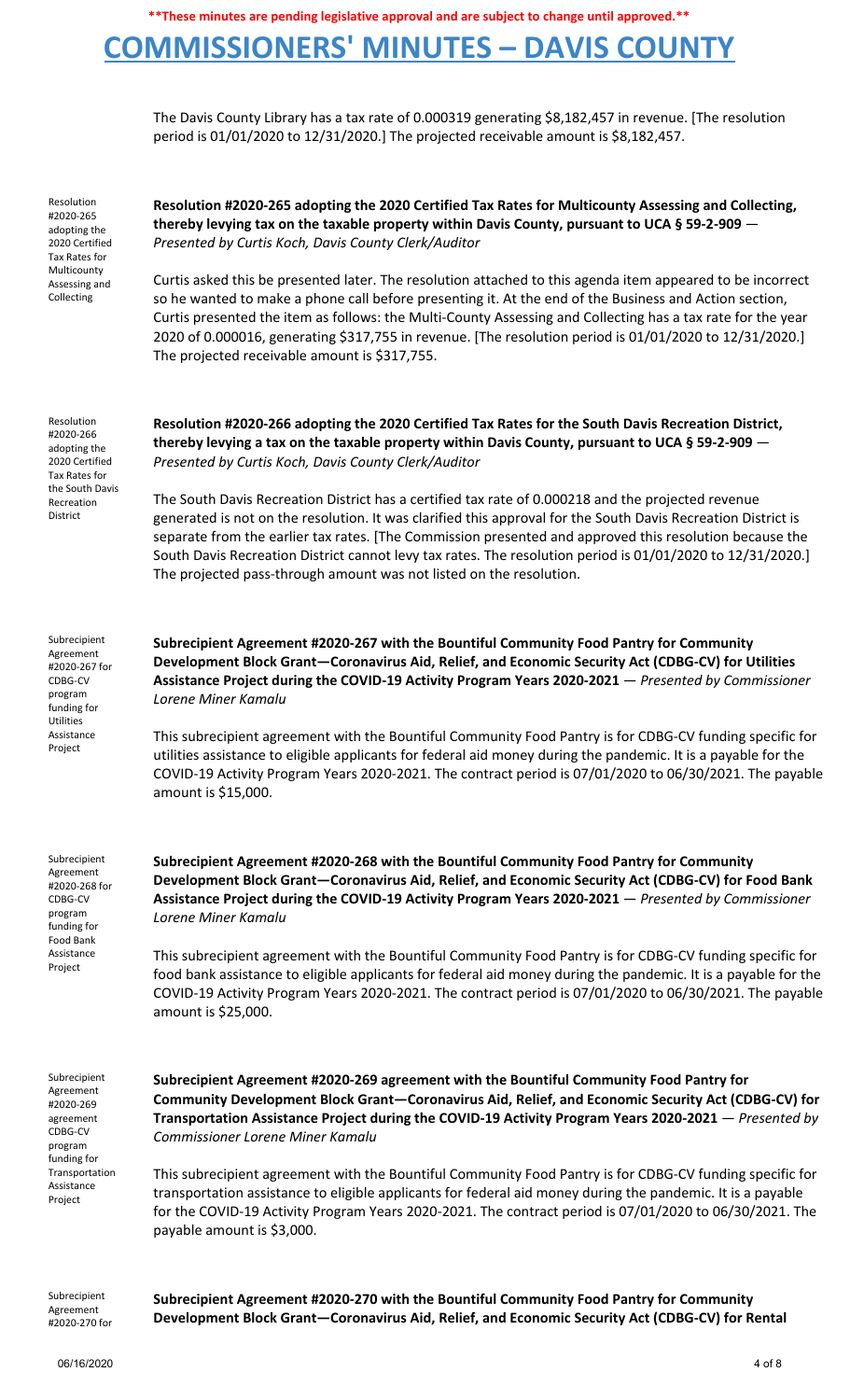The Davis County Library has a tax rate of 0.000319 generating $8,182,457 in revenue. [The resolution period is 01/01/2020 to 12/31/2020.] The projected receivable amount is $8,182,457.

Resolution #2020-265 adopting the 2020 Certified Tax Rates for Multicounty Assessing and Collecting

**Resolution #2020-265 adopting the 2020 Certified Tax Rates for Multicounty Assessing and Collecting, thereby levying tax on the taxable property within Davis County, pursuant to UCA § 59-2-909** — *Presented by Curtis Koch, Davis County Clerk/Auditor*

Curtis asked this be presented later. The resolution attached to this agenda item appeared to be incorrect so he wanted to make a phone call before presenting it. At the end of the Business and Action section, Curtis presented the item as follows: the Multi-County Assessing and Collecting has a tax rate for the year 2020 of 0.000016, generating $317,755 in revenue. [The resolution period is 01/01/2020 to 12/31/2020.] The projected receivable amount is $317,755.

Resolution #2020-266 adopting the 2020 Certified Tax Rates for the South Davis Recreation District

**Resolution #2020-266 adopting the 2020 Certified Tax Rates for the South Davis Recreation District, thereby levying a tax on the taxable property within Davis County, pursuant to UCA § 59-2-909** — *Presented by Curtis Koch, Davis County Clerk/Auditor*

The South Davis Recreation District has a certified tax rate of 0.000218 and the projected revenue generated is not on the resolution. It was clarified this approval for the South Davis Recreation District is separate from the earlier tax rates. [The Commission presented and approved this resolution because the South Davis Recreation District cannot levy tax rates. The resolution period is 01/01/2020 to 12/31/2020.] The projected pass-through amount was not listed on the resolution.

Subrecipient Agreement #2020-267 for CDBG-CV program funding for Utilities Assistance Project

**Subrecipient Agreement #2020-267 with the Bountiful Community Food Pantry for Community Development Block Grant—Coronavirus Aid, Relief, and Economic Security Act (CDBG-CV) for Utilities Assistance Project during the COVID-19 Activity Program Years 2020-2021** — *Presented by Commissioner Lorene Miner Kamalu*

This subrecipient agreement with the Bountiful Community Food Pantry is for CDBG-CV funding specific for utilities assistance to eligible applicants for federal aid money during the pandemic. It is a payable for the COVID-19 Activity Program Years 2020-2021. The contract period is 07/01/2020 to 06/30/2021. The payable amount is $15,000.

Subrecipient Agreement #2020-268 for CDBG-CV program funding for Food Bank Assistance Project

**Subrecipient Agreement #2020-268 with the Bountiful Community Food Pantry for Community Development Block Grant—Coronavirus Aid, Relief, and Economic Security Act (CDBG-CV) for Food Bank Assistance Project during the COVID-19 Activity Program Years 2020-2021** — *Presented by Commissioner Lorene Miner Kamalu*

This subrecipient agreement with the Bountiful Community Food Pantry is for CDBG-CV funding specific for food bank assistance to eligible applicants for federal aid money during the pandemic. It is a payable for the COVID-19 Activity Program Years 2020-2021. The contract period is 07/01/2020 to 06/30/2021. The payable amount is $25,000.

Subrecipient Agreement #2020-269 agreement CDBG-CV program funding for Transportation Assistance Project

**Subrecipient Agreement #2020-269 agreement with the Bountiful Community Food Pantry for Community Development Block Grant—Coronavirus Aid, Relief, and Economic Security Act (CDBG-CV) for Transportation Assistance Project during the COVID-19 Activity Program Years 2020-2021** — *Presented by Commissioner Lorene Miner Kamalu*

This subrecipient agreement with the Bountiful Community Food Pantry is for CDBG-CV funding specific for transportation assistance to eligible applicants for federal aid money during the pandemic. It is a payable for the COVID-19 Activity Program Years 2020-2021. The contract period is 07/01/2020 to 06/30/2021. The payable amount is $3,000.

Subrecipient Agreement #2020-270 for

**Subrecipient Agreement #2020-270 with the Bountiful Community Food Pantry for Community Development Block Grant—Coronavirus Aid, Relief, and Economic Security Act (CDBG-CV) for Rental**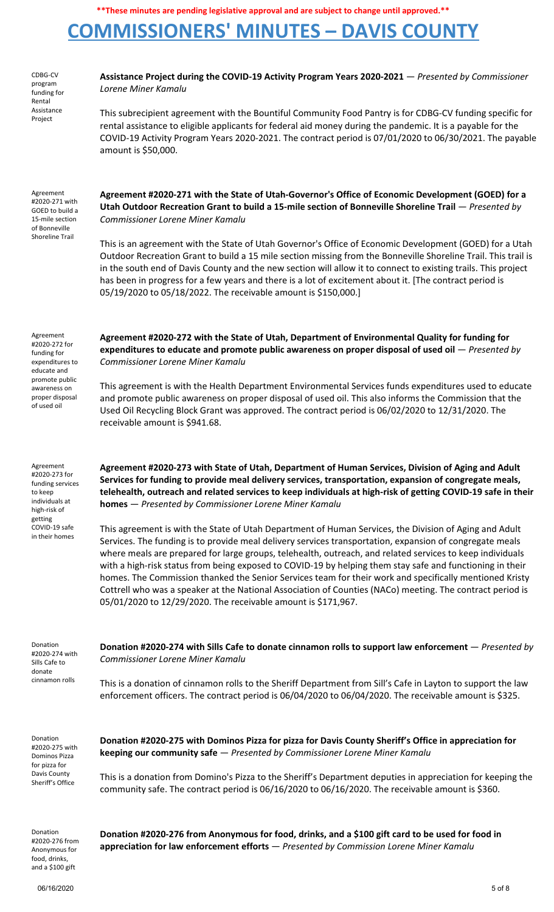**These minutes are pending legislative approval and are subject to change until approved.**

# COMMISSIONERS' MINUTES – DAVIS COUNTY

CDBG-CV program funding for Rental Assistance Project

**Assistance Project during the COVID-19 Activity Program Years 2020-2021** — *Presented by Commissioner Lorene Miner Kamalu*

This subrecipient agreement with the Bountiful Community Food Pantry is for CDBG-CV funding specific for rental assistance to eligible applicants for federal aid money during the pandemic. It is a payable for the COVID-19 Activity Program Years 2020-2021. The contract period is 07/01/2020 to 06/30/2021. The payable amount is $50,000.

Agreement #2020-271 with GOED to build a 15-mile section of Bonneville Shoreline Trail

**Agreement #2020-271 with the State of Utah-Governor's Office of Economic Development (GOED) for a Utah Outdoor Recreation Grant to build a 15-mile section of Bonneville Shoreline Trail** — *Presented by Commissioner Lorene Miner Kamalu*

This is an agreement with the State of Utah Governor's Office of Economic Development (GOED) for a Utah Outdoor Recreation Grant to build a 15 mile section missing from the Bonneville Shoreline Trail. This trail is in the south end of Davis County and the new section will allow it to connect to existing trails. This project has been in progress for a few years and there is a lot of excitement about it. [The contract period is 05/19/2020 to 05/18/2022. The receivable amount is $150,000.]

Agreement #2020-272 for funding for expenditures to educate and promote public awareness on proper disposal of used oil

**Agreement #2020-272 with the State of Utah, Department of Environmental Quality for funding for expenditures to educate and promote public awareness on proper disposal of used oil** — *Presented by Commissioner Lorene Miner Kamalu*

This agreement is with the Health Department Environmental Services funds expenditures used to educate and promote public awareness on proper disposal of used oil. This also informs the Commission that the Used Oil Recycling Block Grant was approved. The contract period is 06/02/2020 to 12/31/2020. The receivable amount is $941.68.

Agreement #2020-273 for funding services to keep individuals at high-risk of getting COVID-19 safe in their homes

**Agreement #2020-273 with State of Utah, Department of Human Services, Division of Aging and Adult Services for funding to provide meal delivery services, transportation, expansion of congregate meals, telehealth, outreach and related services to keep individuals at high-risk of getting COVID-19 safe in their homes** — *Presented by Commissioner Lorene Miner Kamalu*

This agreement is with the State of Utah Department of Human Services, the Division of Aging and Adult Services. The funding is to provide meal delivery services transportation, expansion of congregate meals where meals are prepared for large groups, telehealth, outreach, and related services to keep individuals with a high-risk status from being exposed to COVID-19 by helping them stay safe and functioning in their homes. The Commission thanked the Senior Services team for their work and specifically mentioned Kristy Cottrell who was a speaker at the National Association of Counties (NACo) meeting. The contract period is 05/01/2020 to 12/29/2020. The receivable amount is $171,967.

Donation #2020-274 with Sills Cafe to donate cinnamon rolls

**Donation #2020-274 with Sills Cafe to donate cinnamon rolls to support law enforcement** — *Presented by Commissioner Lorene Miner Kamalu*

This is a donation of cinnamon rolls to the Sheriff Department from Sill's Cafe in Layton to support the law enforcement officers. The contract period is 06/04/2020 to 06/04/2020. The receivable amount is $325.

Donation #2020-275 with Dominos Pizza for pizza for Davis County Sheriff's Office

**Donation #2020-275 with Dominos Pizza for pizza for Davis County Sheriff's Office in appreciation for keeping our community safe** — *Presented by Commissioner Lorene Miner Kamalu*

This is a donation from Domino's Pizza to the Sheriff's Department deputies in appreciation for keeping the community safe. The contract period is 06/16/2020 to 06/16/2020. The receivable amount is $360.

Donation #2020-276 from Anonymous for food, drinks, and a $100 gift

**Donation #2020-276 from Anonymous for food, drinks, and a $100 gift card to be used for food in appreciation for law enforcement efforts** — *Presented by Commission Lorene Miner Kamalu*

06/16/2020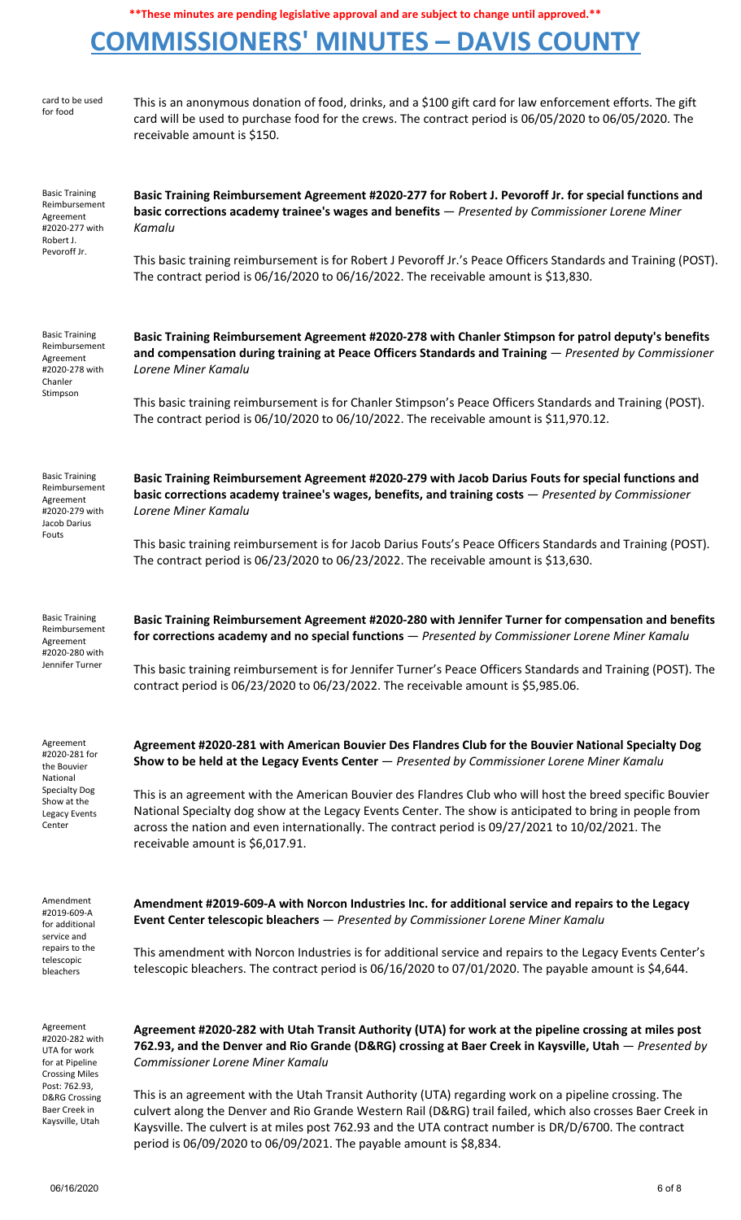**These minutes are pending legislative approval and are subject to change until approved.**

# COMMISSIONERS' MINUTES – DAVIS COUNTY

card to be used for food

This is an anonymous donation of food, drinks, and a $100 gift card for law enforcement efforts. The gift card will be used to purchase food for the crews. The contract period is 06/05/2020 to 06/05/2020. The receivable amount is $150.

Basic Training Reimbursement Agreement #2020-277 with Robert J. Pevoroff Jr.

**Basic Training Reimbursement Agreement #2020-277 for Robert J. Pevoroff Jr. for special functions and basic corrections academy trainee's wages and benefits** — *Presented by Commissioner Lorene Miner Kamalu*

This basic training reimbursement is for Robert J Pevoroff Jr.'s Peace Officers Standards and Training (POST). The contract period is 06/16/2020 to 06/16/2022. The receivable amount is $13,830.

Basic Training Reimbursement Agreement #2020-278 with Chanler Stimpson

**Basic Training Reimbursement Agreement #2020-278 with Chanler Stimpson for patrol deputy's benefits and compensation during training at Peace Officers Standards and Training** — *Presented by Commissioner Lorene Miner Kamalu*

This basic training reimbursement is for Chanler Stimpson's Peace Officers Standards and Training (POST). The contract period is 06/10/2020 to 06/10/2022. The receivable amount is $11,970.12.

Basic Training Reimbursement Agreement #2020-279 with Jacob Darius Fouts

**Basic Training Reimbursement Agreement #2020-279 with Jacob Darius Fouts for special functions and basic corrections academy trainee's wages, benefits, and training costs** — *Presented by Commissioner Lorene Miner Kamalu*

This basic training reimbursement is for Jacob Darius Fouts's Peace Officers Standards and Training (POST). The contract period is 06/23/2020 to 06/23/2022. The receivable amount is $13,630.

Basic Training Reimbursement Agreement #2020-280 with Jennifer Turner

**Basic Training Reimbursement Agreement #2020-280 with Jennifer Turner for compensation and benefits for corrections academy and no special functions** — *Presented by Commissioner Lorene Miner Kamalu*

This basic training reimbursement is for Jennifer Turner's Peace Officers Standards and Training (POST). The contract period is 06/23/2020 to 06/23/2022. The receivable amount is $5,985.06.

Agreement #2020-281 for the Bouvier National Specialty Dog Show at the Legacy Events Center

**Agreement #2020-281 with American Bouvier Des Flandres Club for the Bouvier National Specialty Dog Show to be held at the Legacy Events Center** — *Presented by Commissioner Lorene Miner Kamalu*

This is an agreement with the American Bouvier des Flandres Club who will host the breed specific Bouvier National Specialty dog show at the Legacy Events Center. The show is anticipated to bring in people from across the nation and even internationally. The contract period is 09/27/2021 to 10/02/2021. The receivable amount is $6,017.91.

Amendment #2019-609-A for additional service and repairs to the telescopic bleachers

**Amendment #2019-609-A with Norcon Industries Inc. for additional service and repairs to the Legacy Event Center telescopic bleachers** — *Presented by Commissioner Lorene Miner Kamalu*

This amendment with Norcon Industries is for additional service and repairs to the Legacy Events Center's telescopic bleachers. The contract period is 06/16/2020 to 07/01/2020. The payable amount is $4,644.

Agreement #2020-282 with UTA for work for at Pipeline Crossing Miles Post: 762.93, D&RG Crossing Baer Creek in Kaysville, Utah

**Agreement #2020-282 with Utah Transit Authority (UTA) for work at the pipeline crossing at miles post 762.93, and the Denver and Rio Grande (D&RG) crossing at Baer Creek in Kaysville, Utah** — *Presented by Commissioner Lorene Miner Kamalu*

This is an agreement with the Utah Transit Authority (UTA) regarding work on a pipeline crossing. The culvert along the Denver and Rio Grande Western Rail (D&RG) trail failed, which also crosses Baer Creek in Kaysville. The culvert is at miles post 762.93 and the UTA contract number is DR/D/6700. The contract period is 06/09/2020 to 06/09/2021. The payable amount is $8,834.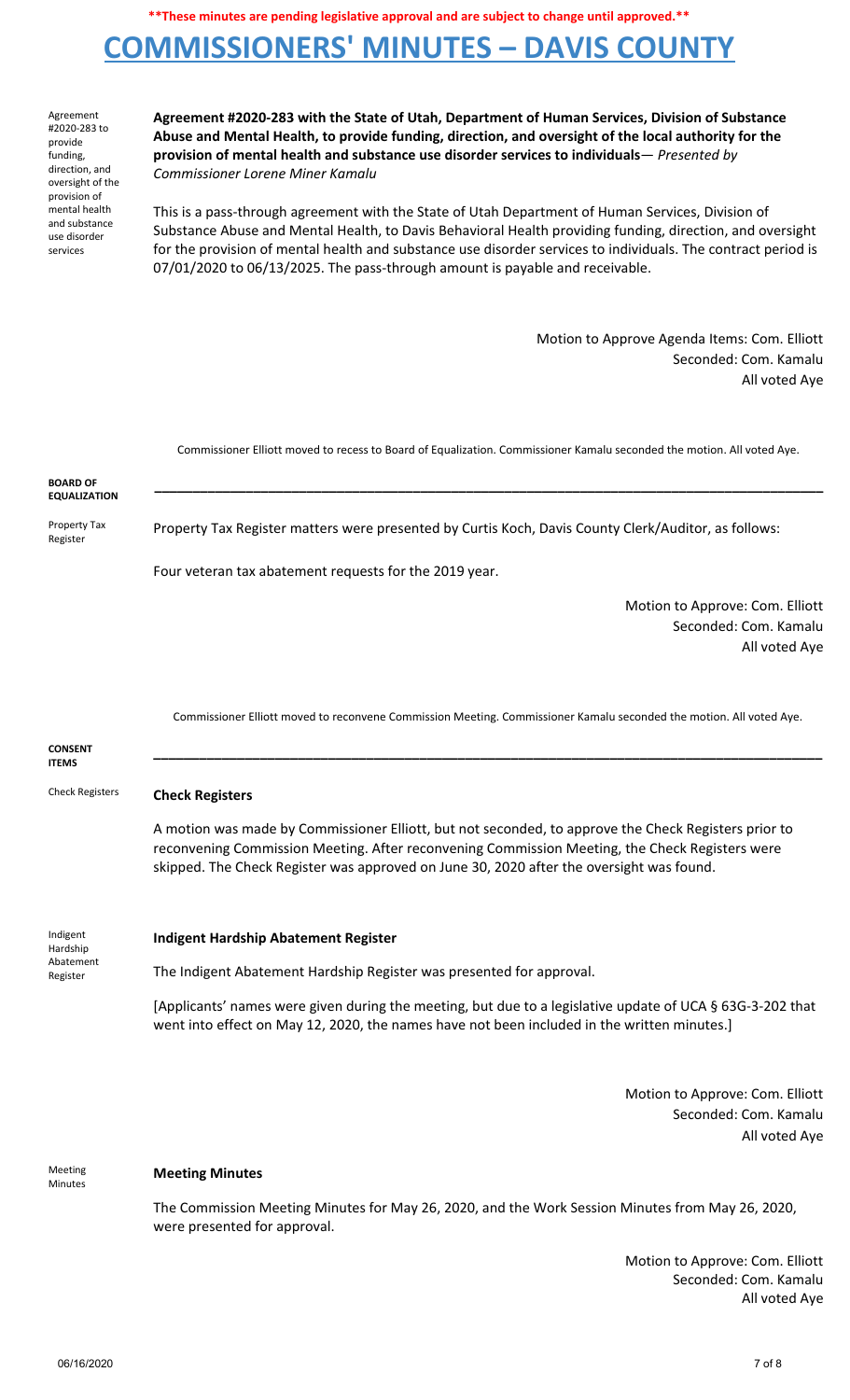**These minutes are pending legislative approval and are subject to change until approved.**

# COMMISSIONERS' MINUTES – DAVIS COUNTY

Agreement #2020-283 to provide funding, direction, and oversight of the provision of mental health and substance use disorder services

**Agreement #2020-283 with the State of Utah, Department of Human Services, Division of Substance Abuse and Mental Health, to provide funding, direction, and oversight of the local authority for the provision of mental health and substance use disorder services to individuals**— *Presented by Commissioner Lorene Miner Kamalu*

This is a pass-through agreement with the State of Utah Department of Human Services, Division of Substance Abuse and Mental Health, to Davis Behavioral Health providing funding, direction, and oversight for the provision of mental health and substance use disorder services to individuals. The contract period is 07/01/2020 to 06/13/2025. The pass-through amount is payable and receivable.

Motion to Approve Agenda Items: Com. Elliott
Seconded: Com. Kamalu
All voted Aye

Commissioner Elliott moved to recess to Board of Equalization. Commissioner Kamalu seconded the motion. All voted Aye.

## BOARD OF EQUALIZATION

Property Tax Register

Property Tax Register matters were presented by Curtis Koch, Davis County Clerk/Auditor, as follows:

Four veteran tax abatement requests for the 2019 year.

Motion to Approve: Com. Elliott
Seconded: Com. Kamalu
All voted Aye

Commissioner Elliott moved to reconvene Commission Meeting. Commissioner Kamalu seconded the motion. All voted Aye.

## CONSENT ITEMS

Check Registers

**Check Registers**

A motion was made by Commissioner Elliott, but not seconded, to approve the Check Registers prior to reconvening Commission Meeting. After reconvening Commission Meeting, the Check Registers were skipped. The Check Register was approved on June 30, 2020 after the oversight was found.

Indigent Hardship Abatement Register

**Indigent Hardship Abatement Register**

The Indigent Abatement Hardship Register was presented for approval.

[Applicants' names were given during the meeting, but due to a legislative update of UCA § 63G-3-202 that went into effect on May 12, 2020, the names have not been included in the written minutes.]

Motion to Approve: Com. Elliott
Seconded: Com. Kamalu
All voted Aye

Meeting Minutes

**Meeting Minutes**

The Commission Meeting Minutes for May 26, 2020, and the Work Session Minutes from May 26, 2020, were presented for approval.

Motion to Approve: Com. Elliott
Seconded: Com. Kamalu
All voted Aye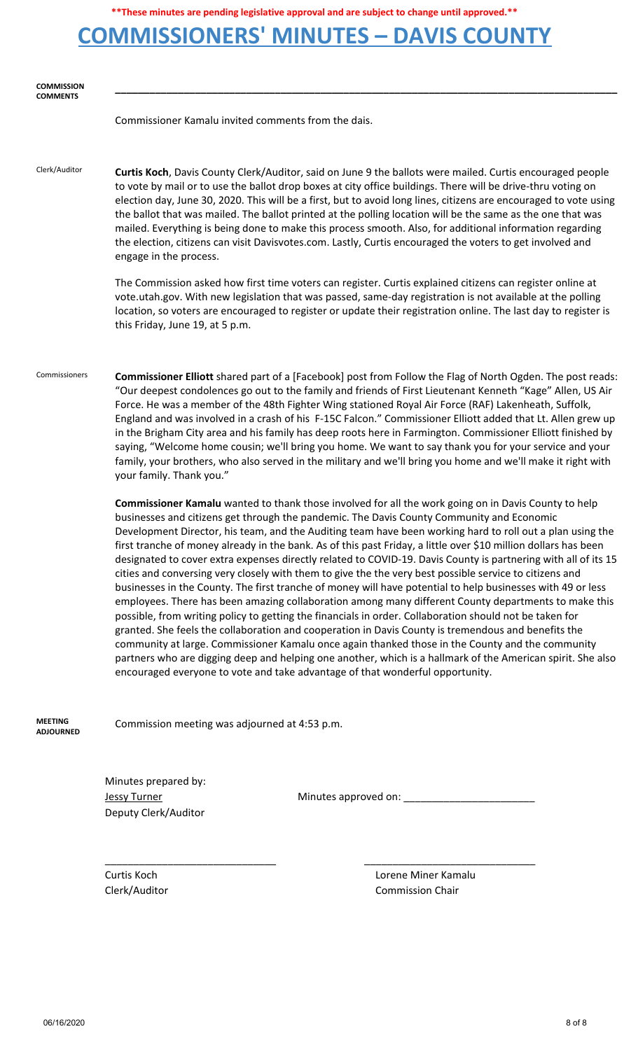**\*\*These minutes are pending legislative approval and are subject to change until approved.\*\***

# COMMISSIONERS' MINUTES – DAVIS COUNTY

**COMMISSION COMMENTS**

Commissioner Kamalu invited comments from the dais.

Clerk/Auditor

**Curtis Koch**, Davis County Clerk/Auditor, said on June 9 the ballots were mailed. Curtis encouraged people to vote by mail or to use the ballot drop boxes at city office buildings. There will be drive-thru voting on election day, June 30, 2020. This will be a first, but to avoid long lines, citizens are encouraged to vote using the ballot that was mailed. The ballot printed at the polling location will be the same as the one that was mailed. Everything is being done to make this process smooth. Also, for additional information regarding the election, citizens can visit Davisvotes.com. Lastly, Curtis encouraged the voters to get involved and engage in the process.

The Commission asked how first time voters can register. Curtis explained citizens can register online at vote.utah.gov. With new legislation that was passed, same-day registration is not available at the polling location, so voters are encouraged to register or update their registration online. The last day to register is this Friday, June 19, at 5 p.m.

Commissioners

**Commissioner Elliott** shared part of a [Facebook] post from Follow the Flag of North Ogden. The post reads: "Our deepest condolences go out to the family and friends of First Lieutenant Kenneth "Kage" Allen, US Air Force. He was a member of the 48th Fighter Wing stationed Royal Air Force (RAF) Lakenheath, Suffolk, England and was involved in a crash of his F-15C Falcon." Commissioner Elliott added that Lt. Allen grew up in the Brigham City area and his family has deep roots here in Farmington. Commissioner Elliott finished by saying, "Welcome home cousin; we'll bring you home. We want to say thank you for your service and your family, your brothers, who also served in the military and we'll bring you home and we'll make it right with your family. Thank you."

**Commissioner Kamalu** wanted to thank those involved for all the work going on in Davis County to help businesses and citizens get through the pandemic. The Davis County Community and Economic Development Director, his team, and the Auditing team have been working hard to roll out a plan using the first tranche of money already in the bank. As of this past Friday, a little over $10 million dollars has been designated to cover extra expenses directly related to COVID-19. Davis County is partnering with all of its 15 cities and conversing very closely with them to give the the very best possible service to citizens and businesses in the County. The first tranche of money will have potential to help businesses with 49 or less employees. There has been amazing collaboration among many different County departments to make this possible, from writing policy to getting the financials in order. Collaboration should not be taken for granted. She feels the collaboration and cooperation in Davis County is tremendous and benefits the community at large. Commissioner Kamalu once again thanked those in the County and the community partners who are digging deep and helping one another, which is a hallmark of the American spirit. She also encouraged everyone to vote and take advantage of that wonderful opportunity.

**MEETING ADJOURNED**

Commission meeting was adjourned at 4:53 p.m.

Minutes prepared by:
Jessy Turner
Deputy Clerk/Auditor

Minutes approved on: ______________________

______________________________
Curtis Koch
Clerk/Auditor

______________________________
Lorene Miner Kamalu
Commission Chair